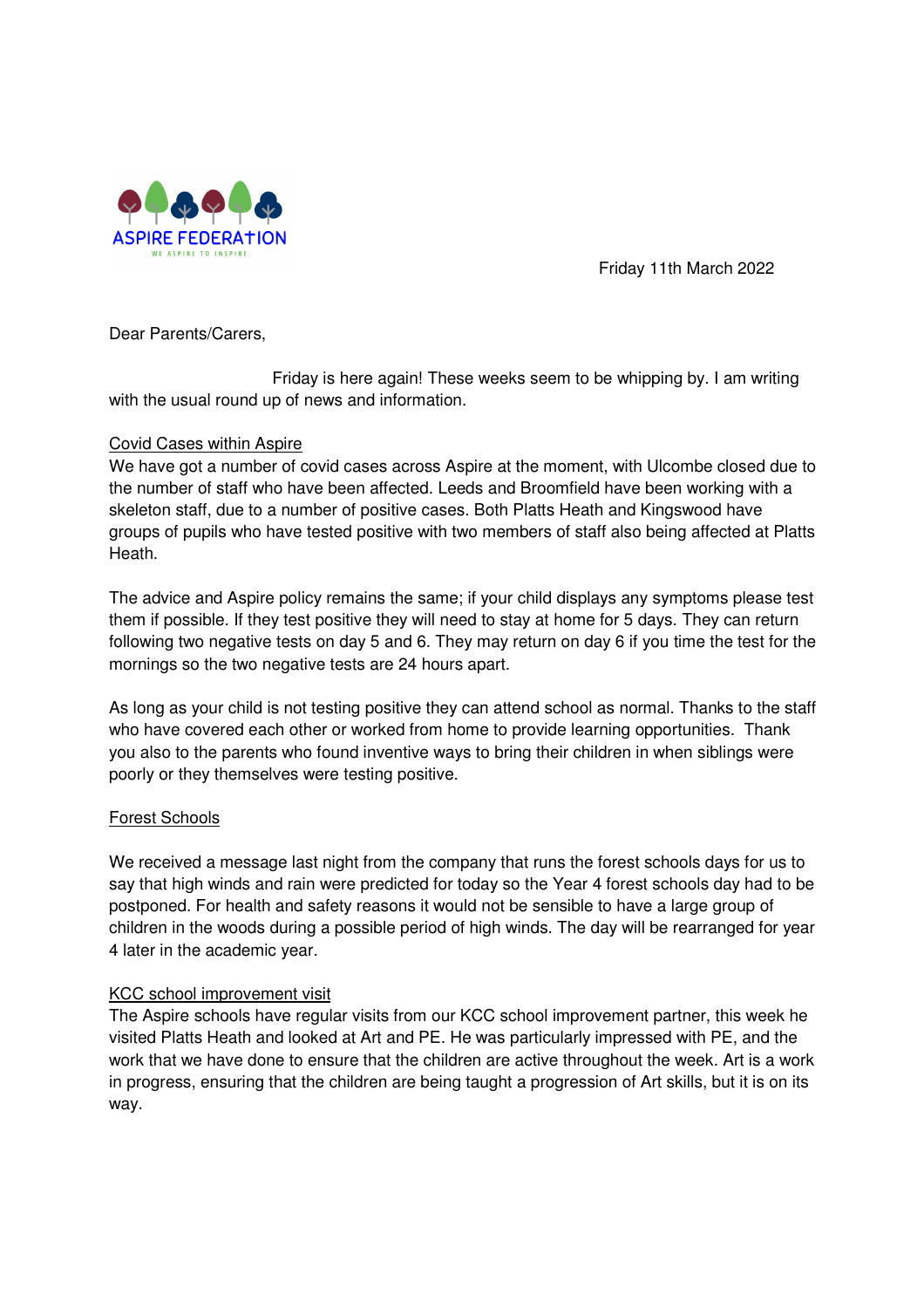ASPIRE FEDERATION

WE ASPIRE TO INSPIRE

Friday 11th March 2022

Dear Parents/Carers,

Friday is here again! These weeks seem to be whipping by. I am writing with the usual round up of news and information.

## Covid Cases within Aspire

We have got a number of covid cases across Aspire at the moment, with Ulcombe closed due to the number of staff who have been affected. Leeds and Broomfield have been working with a skeleton staff, due to a number of positive cases. Both Platts Heath and Kingswood have groups of pupils who have tested positive with two members of staff also being affected at Platts Heath.

The advice and Aspire policy remains the same; if your child displays any symptoms please test them if possible. If they test positive they will need to stay at home for 5 days. They can return following two negative tests on day 5 and 6. They may return on day 6 if you time the test for the mornings so the two negative tests are 24 hours apart.

As long as your child is not testing positive they can attend school as normal. Thanks to the staff who have covered each other or worked from home to provide learning opportunities. Thank you also to the parents who found inventive ways to bring their children in when siblings were poorly or they themselves were testing positive.

## Forest Schools

We received a message last night from the company that runs the forest schools days for us to say that high winds and rain were predicted for today so the Year 4 forest schools day had to be postponed. For health and safety reasons it would not be sensible to have a large group of children in the woods during a possible period of high winds. The day will be rearranged for year 4 later in the academic year.

## KCC school improvement visit

The Aspire schools have regular visits from our KCC school improvement partner, this week he visited Platts Heath and looked at Art and PE. He was particularly impressed with PE, and the work that we have done to ensure that the children are active throughout the week. Art is a work in progress, ensuring that the children are being taught a progression of Art skills, but it is on its way.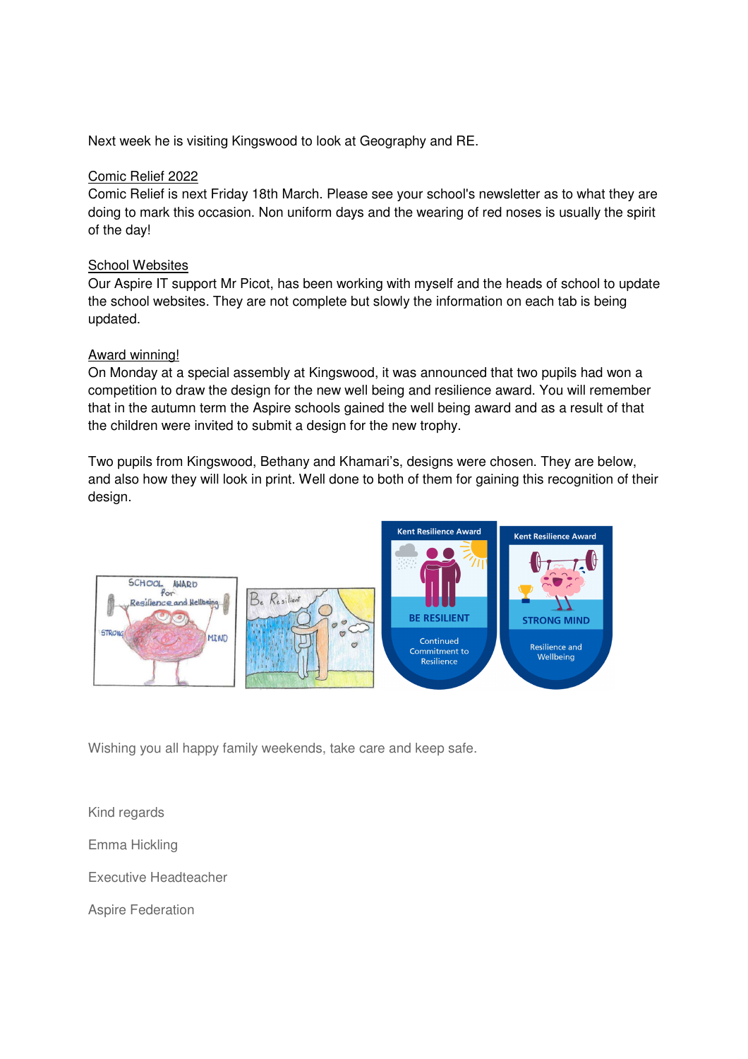Next week he is visiting Kingswood to look at Geography and RE.

Comic Relief 2022

Comic Relief is next Friday 18th March. Please see your school's newsletter as to what they are doing to mark this occasion. Non uniform days and the wearing of red noses is usually the spirit of the day!

School Websites

Our Aspire IT support Mr Picot, has been working with myself and the heads of school to update the school websites. They are not complete but slowly the information on each tab is being updated.

Award winning!

On Monday at a special assembly at Kingswood, it was announced that two pupils had won a competition to draw the design for the new well being and resilience award. You will remember that in the autumn term the Aspire schools gained the well being award and as a result of that the children were invited to submit a design for the new trophy.

Two pupils from Kingswood, Bethany and Khamari's, designs were chosen. They are below, and also how they will look in print. Well done to both of them for gaining this recognition of their design.

Wishing you all happy family weekends, take care and keep safe.

Kind regards

Emma Hickling

Executive Headteacher

Aspire Federation